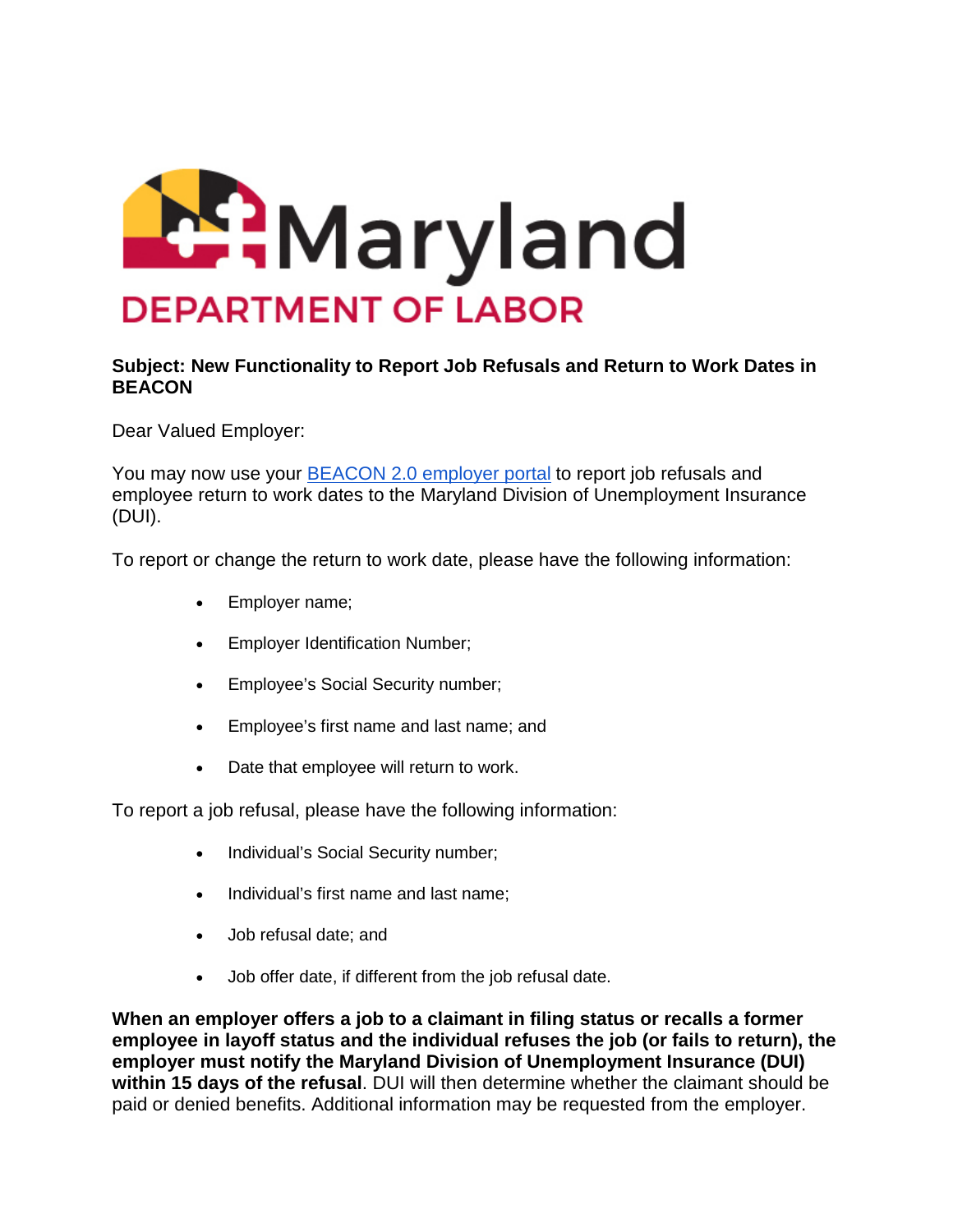Maryland

DEPARTMENT OF LABOR

**Subject: New Functionality to Report Job Refusals and Return to Work Dates in BEACON**

Dear Valued Employer:

You may now use your BEACON 2.0 employer portal to report job refusals and employee return to work dates to the Maryland Division of Unemployment Insurance (DUI).

To report or change the return to work date, please have the following information:

- Employer name;
- Employer Identification Number;
- Employee's Social Security number;
- Employee's first name and last name; and
- Date that employee will return to work.

To report a job refusal, please have the following information:

- Individual's Social Security number;
- Individual's first name and last name;
- Job refusal date; and
- Job offer date, if different from the job refusal date.

**When an employer offers a job to a claimant in filing status or recalls a former employee in layoff status and the individual refuses the job (or fails to return), the employer must notify the Maryland Division of Unemployment Insurance (DUI) within 15 days of the refusal**. DUI will then determine whether the claimant should be paid or denied benefits. Additional information may be requested from the employer.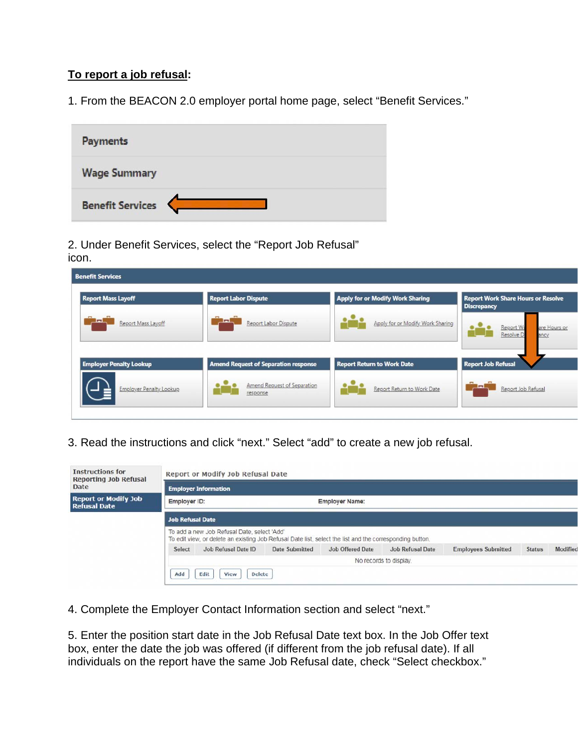**To report a job refusal**:

1. From the BEACON 2.0 employer portal home page, select “Benefit Services.”

2. Under Benefit Services, select the “Report Job Refusal” icon.

3. Read the instructions and click “next.” Select “add” to create a new job refusal.

4. Complete the Employer Contact Information section and select “next.”

5. Enter the position start date in the Job Refusal Date text box. In the Job Offer text box, enter the date the job was offered (if different from the job refusal date). If all individuals on the report have the same Job Refusal date, check “Select checkbox.”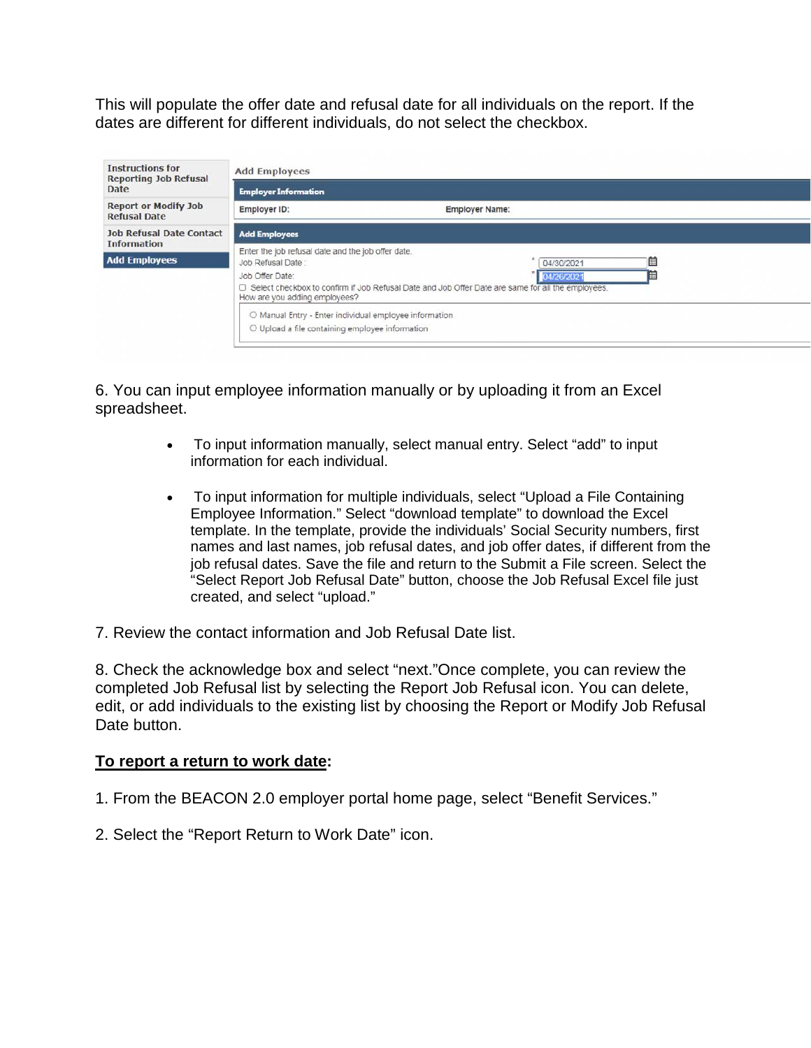This will populate the offer date and refusal date for all individuals on the report. If the dates are different for different individuals, do not select the checkbox.

6. You can input employee information manually or by uploading it from an Excel spreadsheet.

- To input information manually, select manual entry. Select "add" to input information for each individual.
- To input information for multiple individuals, select "Upload a File Containing Employee Information." Select "download template" to download the Excel template. In the template, provide the individuals' Social Security numbers, first names and last names, job refusal dates, and job offer dates, if different from the job refusal dates. Save the file and return to the Submit a File screen. Select the "Select Report Job Refusal Date" button, choose the Job Refusal Excel file just created, and select "upload."

7. Review the contact information and Job Refusal Date list.

8. Check the acknowledge box and select "next."Once complete, you can review the completed Job Refusal list by selecting the Report Job Refusal icon. You can delete, edit, or add individuals to the existing list by choosing the Report or Modify Job Refusal Date button.

**To report a return to work date:**

1. From the BEACON 2.0 employer portal home page, select "Benefit Services."

2. Select the "Report Return to Work Date" icon.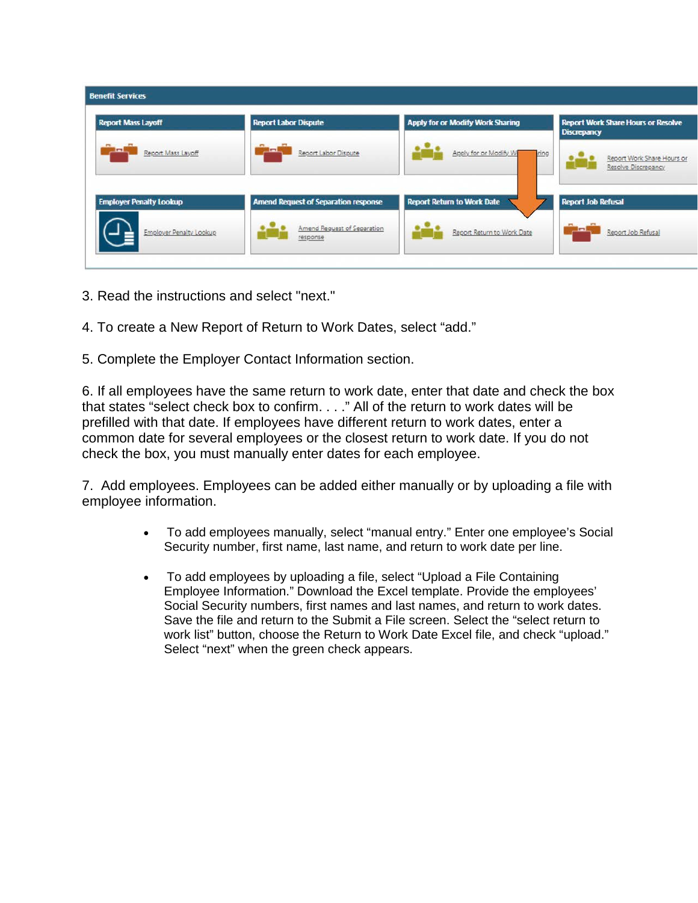3. Read the instructions and select "next."

4. To create a New Report of Return to Work Dates, select "add."

5. Complete the Employer Contact Information section.

6. If all employees have the same return to work date, enter that date and check the box that states "select check box to confirm. . . ." All of the return to work dates will be prefilled with that date. If employees have different return to work dates, enter a common date for several employees or the closest return to work date. If you do not check the box, you must manually enter dates for each employee.

7. Add employees. Employees can be added either manually or by uploading a file with employee information.

- To add employees manually, select "manual entry." Enter one employee's Social Security number, first name, last name, and return to work date per line.
- To add employees by uploading a file, select "Upload a File Containing Employee Information." Download the Excel template. Provide the employees' Social Security numbers, first names and last names, and return to work dates. Save the file and return to the Submit a File screen. Select the "select return to work list" button, choose the Return to Work Date Excel file, and check "upload." Select "next" when the green check appears.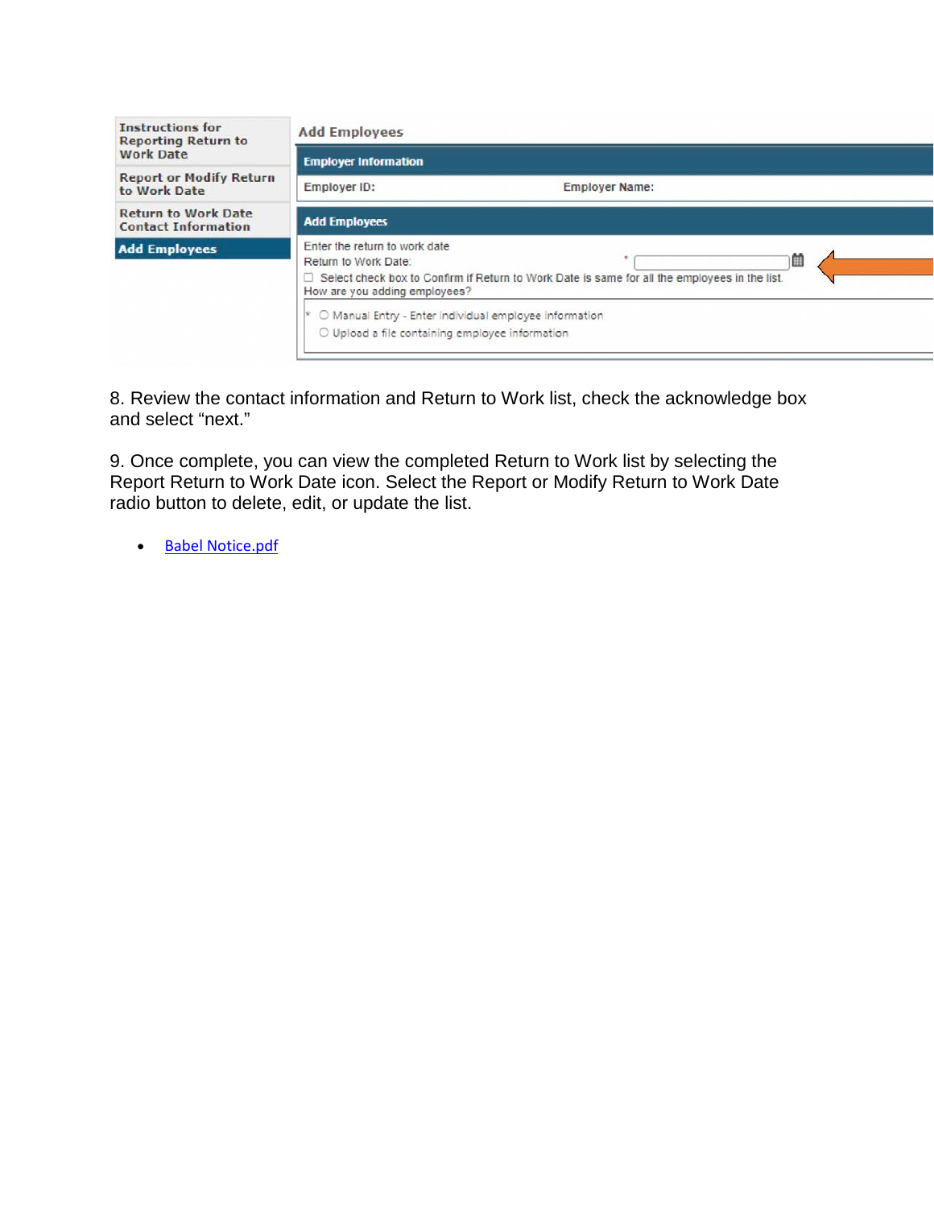| Instructions for Reporting Return to Work Date | Add Employees | |
|---|---|---|
| Report or Modify Return to Work Date | **Employer Information** | |
| Return to Work Date Contact Information | Employer ID: | Employer Name: |
| **Add Employees** | **Add Employees** | |
| | Enter the return to work date<br>Return to Work Date: * | |
| | ☐ Select check box to Confirm if Return to Work Date is same for all the employees in the list.<br>How are you adding employees? | |
| | * ○ Manual Entry - Enter individual employee information<br>○ Upload a file containing employee information | |

8. Review the contact information and Return to Work list, check the acknowledge box and select "next."

9. Once complete, you can view the completed Return to Work list by selecting the Report Return to Work Date icon. Select the Report or Modify Return to Work Date radio button to delete, edit, or update the list.

- Babel Notice.pdf